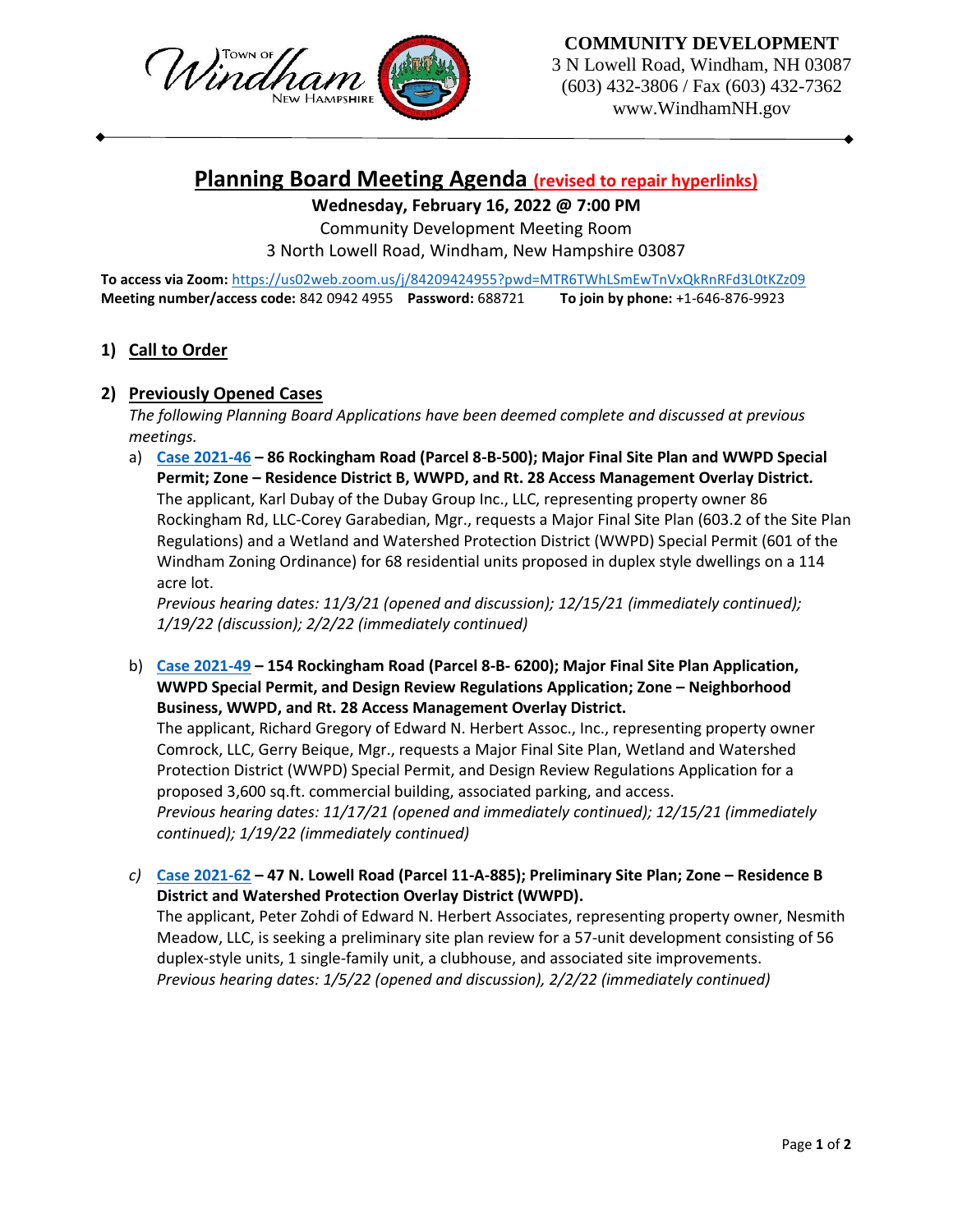Town of Windham New Hampshire

**COMMUNITY DEVELOPMENT**
3 N Lowell Road, Windham, NH 03087
(603) 432-3806 / Fax (603) 432-7362
www.WindhamNH.gov

# Planning Board Meeting Agenda (revised to repair hyperlinks)

**Wednesday, February 16, 2022 @ 7:00 PM**
Community Development Meeting Room
3 North Lowell Road, Windham, New Hampshire 03087

**To access via Zoom:** https://us02web.zoom.us/j/84209424955?pwd=MTR6TWhLSmEwTnVxQkRnRFd3L0tKZz09
**Meeting number/access code:** 842 0942 4955 **Password:** 688721 **To join by phone:** +1-646-876-9923

## 1) Call to Order

## 2) Previously Opened Cases

*The following Planning Board Applications have been deemed complete and discussed at previous meetings.*

a) **Case 2021-46 – 86 Rockingham Road (Parcel 8-B-500); Major Final Site Plan and WWPD Special Permit; Zone – Residence District B, WWPD, and Rt. 28 Access Management Overlay District.**
The applicant, Karl Dubay of the Dubay Group Inc., LLC, representing property owner 86 Rockingham Rd, LLC-Corey Garabedian, Mgr., requests a Major Final Site Plan (603.2 of the Site Plan Regulations) and a Wetland and Watershed Protection District (WWPD) Special Permit (601 of the Windham Zoning Ordinance) for 68 residential units proposed in duplex style dwellings on a 114 acre lot.
*Previous hearing dates: 11/3/21 (opened and discussion); 12/15/21 (immediately continued); 1/19/22 (discussion); 2/2/22 (immediately continued)*

b) **Case 2021-49 – 154 Rockingham Road (Parcel 8-B- 6200); Major Final Site Plan Application, WWPD Special Permit, and Design Review Regulations Application; Zone – Neighborhood Business, WWPD, and Rt. 28 Access Management Overlay District.**
The applicant, Richard Gregory of Edward N. Herbert Assoc., Inc., representing property owner Comrock, LLC, Gerry Beique, Mgr., requests a Major Final Site Plan, Wetland and Watershed Protection District (WWPD) Special Permit, and Design Review Regulations Application for a proposed 3,600 sq.ft. commercial building, associated parking, and access.
*Previous hearing dates: 11/17/21 (opened and immediately continued); 12/15/21 (immediately continued); 1/19/22 (immediately continued)*

c) **Case 2021-62 – 47 N. Lowell Road (Parcel 11-A-885); Preliminary Site Plan; Zone – Residence B District and Watershed Protection Overlay District (WWPD).**
The applicant, Peter Zohdi of Edward N. Herbert Associates, representing property owner, Nesmith Meadow, LLC, is seeking a preliminary site plan review for a 57-unit development consisting of 56 duplex-style units, 1 single-family unit, a clubhouse, and associated site improvements.
*Previous hearing dates: 1/5/22 (opened and discussion), 2/2/22 (immediately continued)*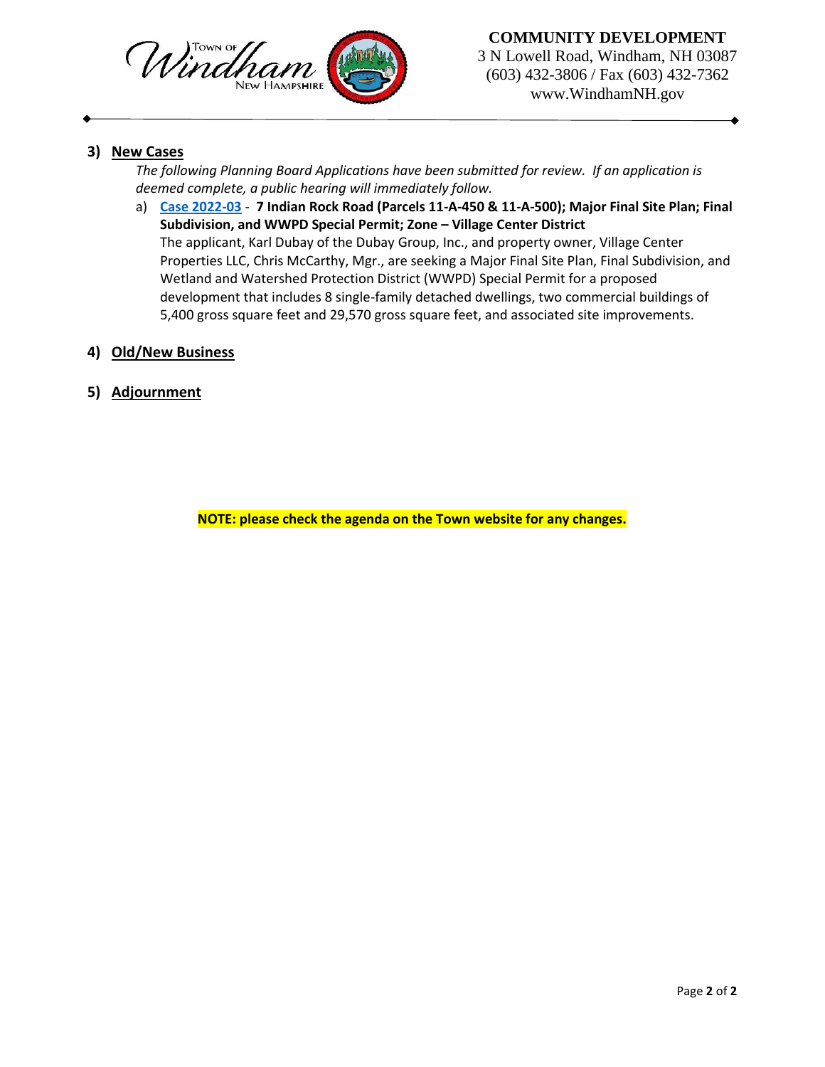**COMMUNITY DEVELOPMENT**
3 N Lowell Road, Windham, NH 03087
(603) 432-3806 / Fax (603) 432-7362
www.WindhamNH.gov

## 3) New Cases

*The following Planning Board Applications have been submitted for review. If an application is deemed complete, a public hearing will immediately follow.*

a) **Case 2022-03 - 7 Indian Rock Road (Parcels 11-A-450 & 11-A-500); Major Final Site Plan; Final Subdivision, and WWPD Special Permit; Zone – Village Center District**
The applicant, Karl Dubay of the Dubay Group, Inc., and property owner, Village Center Properties LLC, Chris McCarthy, Mgr., are seeking a Major Final Site Plan, Final Subdivision, and Wetland and Watershed Protection District (WWPD) Special Permit for a proposed development that includes 8 single-family detached dwellings, two commercial buildings of 5,400 gross square feet and 29,570 gross square feet, and associated site improvements.

## 4) Old/New Business

## 5) Adjournment

**NOTE: please check the agenda on the Town website for any changes.**